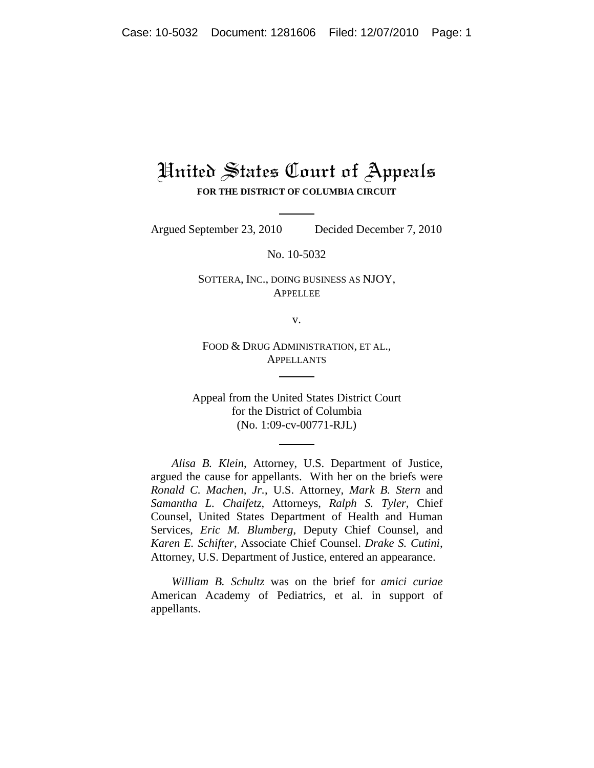# United States Court of Appeals

**FOR THE DISTRICT OF COLUMBIA CIRCUIT**

Argued September 23, 2010 Decided December 7, 2010

No. 10-5032

SOTTERA, INC., DOING BUSINESS AS NJOY,
APPELLEE

v.

FOOD & DRUG ADMINISTRATION, ET AL.,
APPELLANTS

Appeal from the United States District Court
for the District of Columbia
(No. 1:09-cv-00771-RJL)

*Alisa B. Klein*, Attorney, U.S. Department of Justice, argued the cause for appellants. With her on the briefs were *Ronald C. Machen, Jr.*, U.S. Attorney, *Mark B. Stern* and *Samantha L. Chaifetz*, Attorneys, *Ralph S. Tyler*, Chief Counsel, United States Department of Health and Human Services, *Eric M. Blumberg*, Deputy Chief Counsel, and *Karen E. Schifter*, Associate Chief Counsel. *Drake S. Cutini*, Attorney, U.S. Department of Justice, entered an appearance.

*William B. Schultz* was on the brief for *amici curiae* American Academy of Pediatrics, et al. in support of appellants.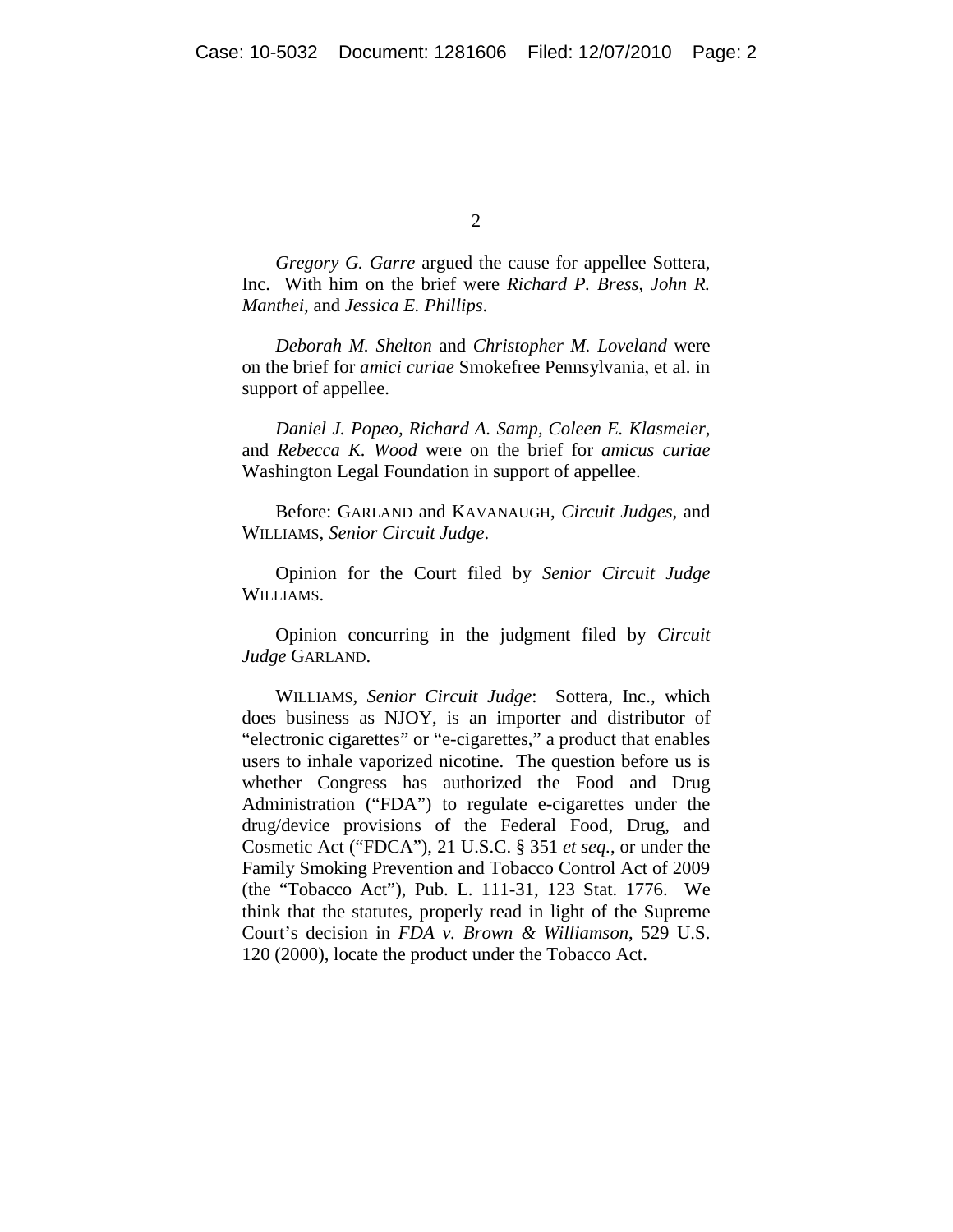*Gregory G. Garre* argued the cause for appellee Sottera, Inc. With him on the brief were *Richard P. Bress*, *John R. Manthei*, and *Jessica E. Phillips*.

*Deborah M. Shelton* and *Christopher M. Loveland* were on the brief for *amici curiae* Smokefree Pennsylvania, et al. in support of appellee.

*Daniel J. Popeo*, *Richard A. Samp*, *Coleen E. Klasmeier*, and *Rebecca K. Wood* were on the brief for *amicus curiae* Washington Legal Foundation in support of appellee.

Before: GARLAND and KAVANAUGH, *Circuit Judges*, and WILLIAMS, *Senior Circuit Judge*.

Opinion for the Court filed by *Senior Circuit Judge* WILLIAMS.

Opinion concurring in the judgment filed by *Circuit Judge* GARLAND.

WILLIAMS, *Senior Circuit Judge*: Sottera, Inc., which does business as NJOY, is an importer and distributor of "electronic cigarettes" or "e-cigarettes," a product that enables users to inhale vaporized nicotine. The question before us is whether Congress has authorized the Food and Drug Administration ("FDA") to regulate e-cigarettes under the drug/device provisions of the Federal Food, Drug, and Cosmetic Act ("FDCA"), 21 U.S.C. § 351 *et seq.*, or under the Family Smoking Prevention and Tobacco Control Act of 2009 (the "Tobacco Act"), Pub. L. 111-31, 123 Stat. 1776. We think that the statutes, properly read in light of the Supreme Court's decision in *FDA v. Brown & Williamson*, 529 U.S. 120 (2000), locate the product under the Tobacco Act.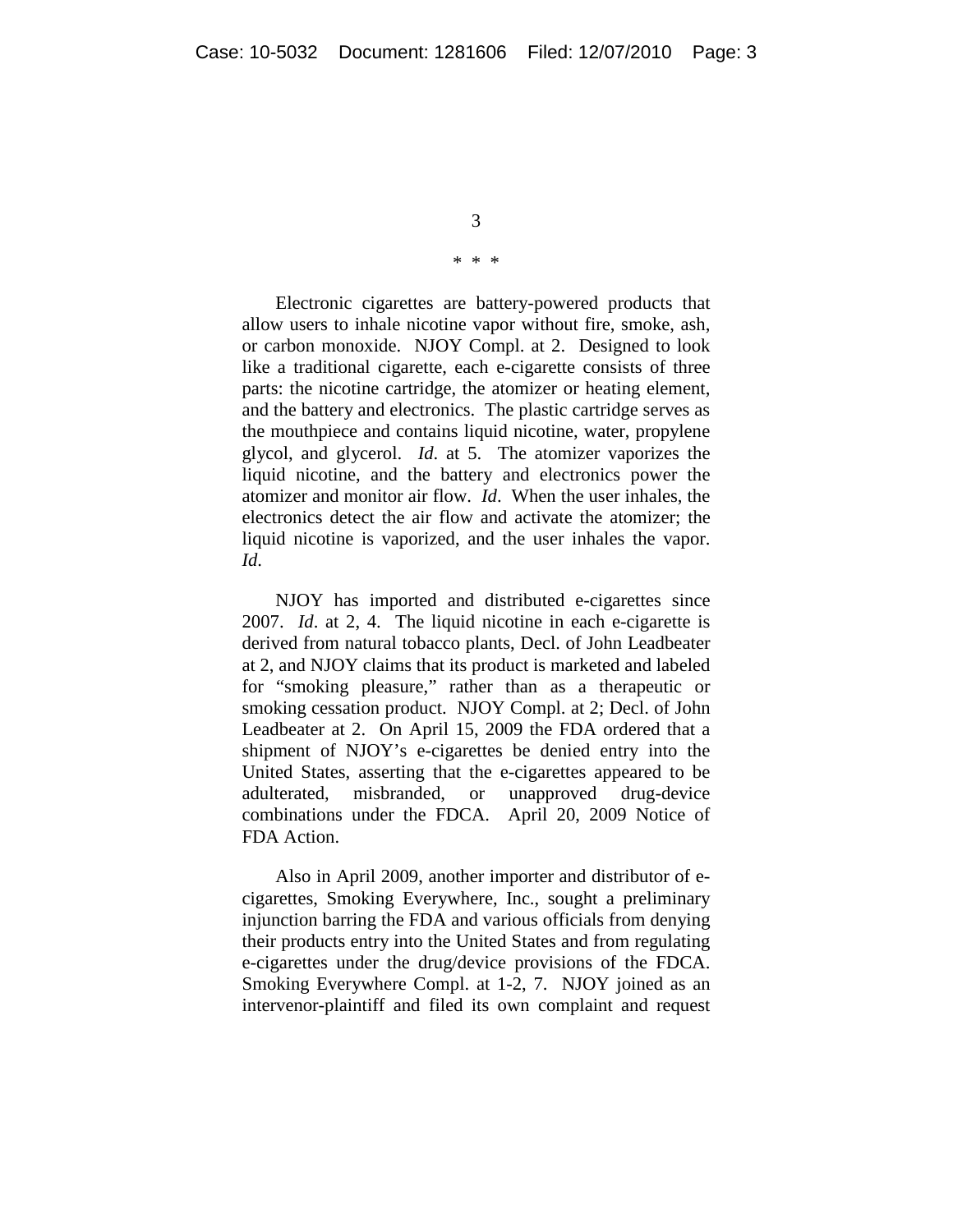\* \* \*

Electronic cigarettes are battery-powered products that allow users to inhale nicotine vapor without fire, smoke, ash, or carbon monoxide. NJOY Compl. at 2. Designed to look like a traditional cigarette, each e-cigarette consists of three parts: the nicotine cartridge, the atomizer or heating element, and the battery and electronics. The plastic cartridge serves as the mouthpiece and contains liquid nicotine, water, propylene glycol, and glycerol. *Id*. at 5. The atomizer vaporizes the liquid nicotine, and the battery and electronics power the atomizer and monitor air flow. *Id*. When the user inhales, the electronics detect the air flow and activate the atomizer; the liquid nicotine is vaporized, and the user inhales the vapor. *Id*.

NJOY has imported and distributed e-cigarettes since 2007. *Id*. at 2, 4. The liquid nicotine in each e-cigarette is derived from natural tobacco plants, Decl. of John Leadbeater at 2, and NJOY claims that its product is marketed and labeled for "smoking pleasure," rather than as a therapeutic or smoking cessation product. NJOY Compl. at 2; Decl. of John Leadbeater at 2. On April 15, 2009 the FDA ordered that a shipment of NJOY's e-cigarettes be denied entry into the United States, asserting that the e-cigarettes appeared to be adulterated, misbranded, or unapproved drug-device combinations under the FDCA. April 20, 2009 Notice of FDA Action.

Also in April 2009, another importer and distributor of e-cigarettes, Smoking Everywhere, Inc., sought a preliminary injunction barring the FDA and various officials from denying their products entry into the United States and from regulating e-cigarettes under the drug/device provisions of the FDCA. Smoking Everywhere Compl. at 1-2, 7. NJOY joined as an intervenor-plaintiff and filed its own complaint and request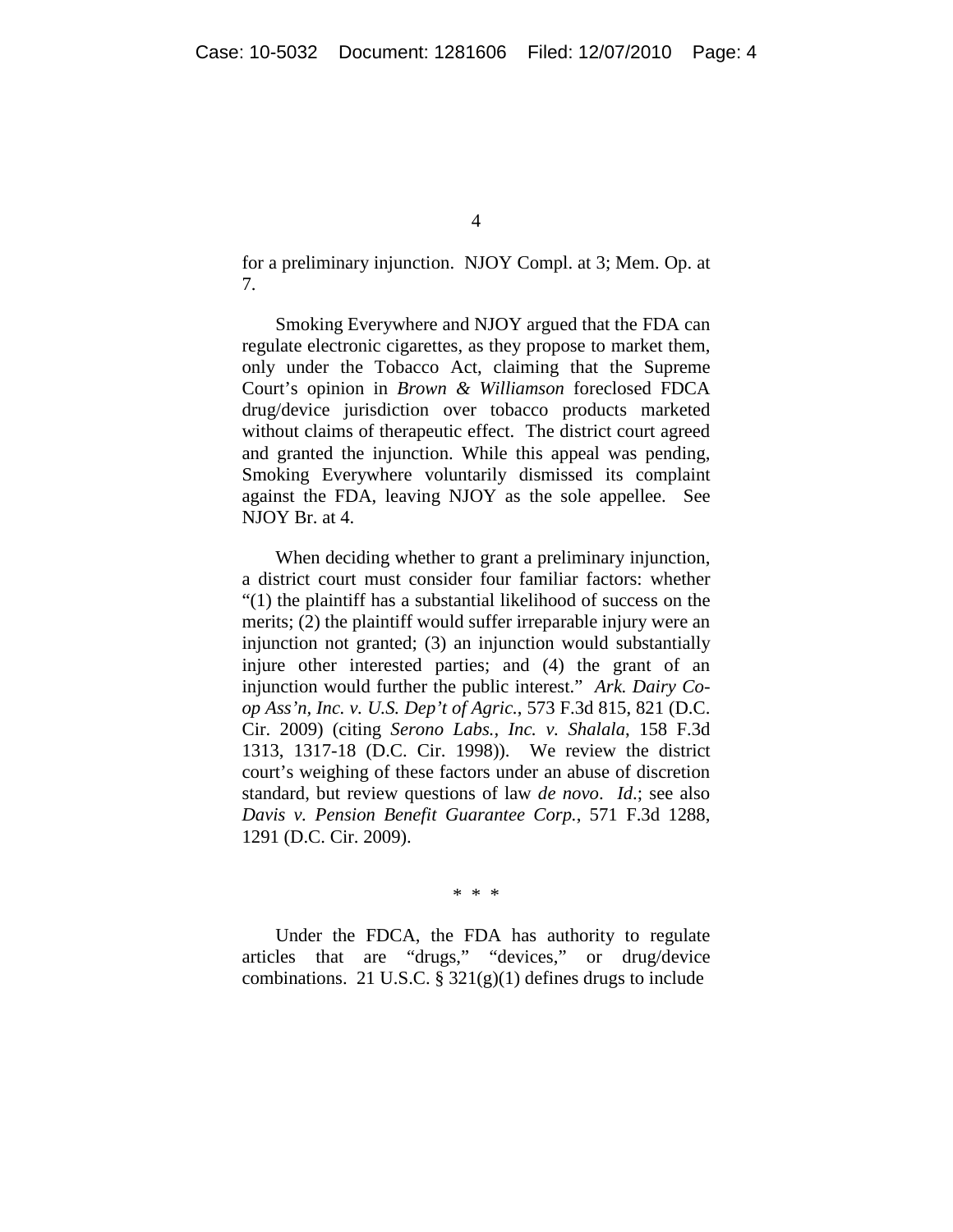for a preliminary injunction. NJOY Compl. at 3; Mem. Op. at 7.

Smoking Everywhere and NJOY argued that the FDA can regulate electronic cigarettes, as they propose to market them, only under the Tobacco Act, claiming that the Supreme Court's opinion in *Brown & Williamson* foreclosed FDCA drug/device jurisdiction over tobacco products marketed without claims of therapeutic effect. The district court agreed and granted the injunction. While this appeal was pending, Smoking Everywhere voluntarily dismissed its complaint against the FDA, leaving NJOY as the sole appellee. See NJOY Br. at 4.

When deciding whether to grant a preliminary injunction, a district court must consider four familiar factors: whether "(1) the plaintiff has a substantial likelihood of success on the merits; (2) the plaintiff would suffer irreparable injury were an injunction not granted; (3) an injunction would substantially injure other interested parties; and (4) the grant of an injunction would further the public interest." *Ark. Dairy Co-op Ass'n, Inc. v. U.S. Dep't of Agric.*, 573 F.3d 815, 821 (D.C. Cir. 2009) (citing *Serono Labs., Inc. v. Shalala*, 158 F.3d 1313, 1317-18 (D.C. Cir. 1998)). We review the district court's weighing of these factors under an abuse of discretion standard, but review questions of law *de novo*. *Id.*; see also *Davis v. Pension Benefit Guarantee Corp.*, 571 F.3d 1288, 1291 (D.C. Cir. 2009).

\* \* \*

Under the FDCA, the FDA has authority to regulate articles that are "drugs," "devices," or drug/device combinations. 21 U.S.C. § 321(g)(1) defines drugs to include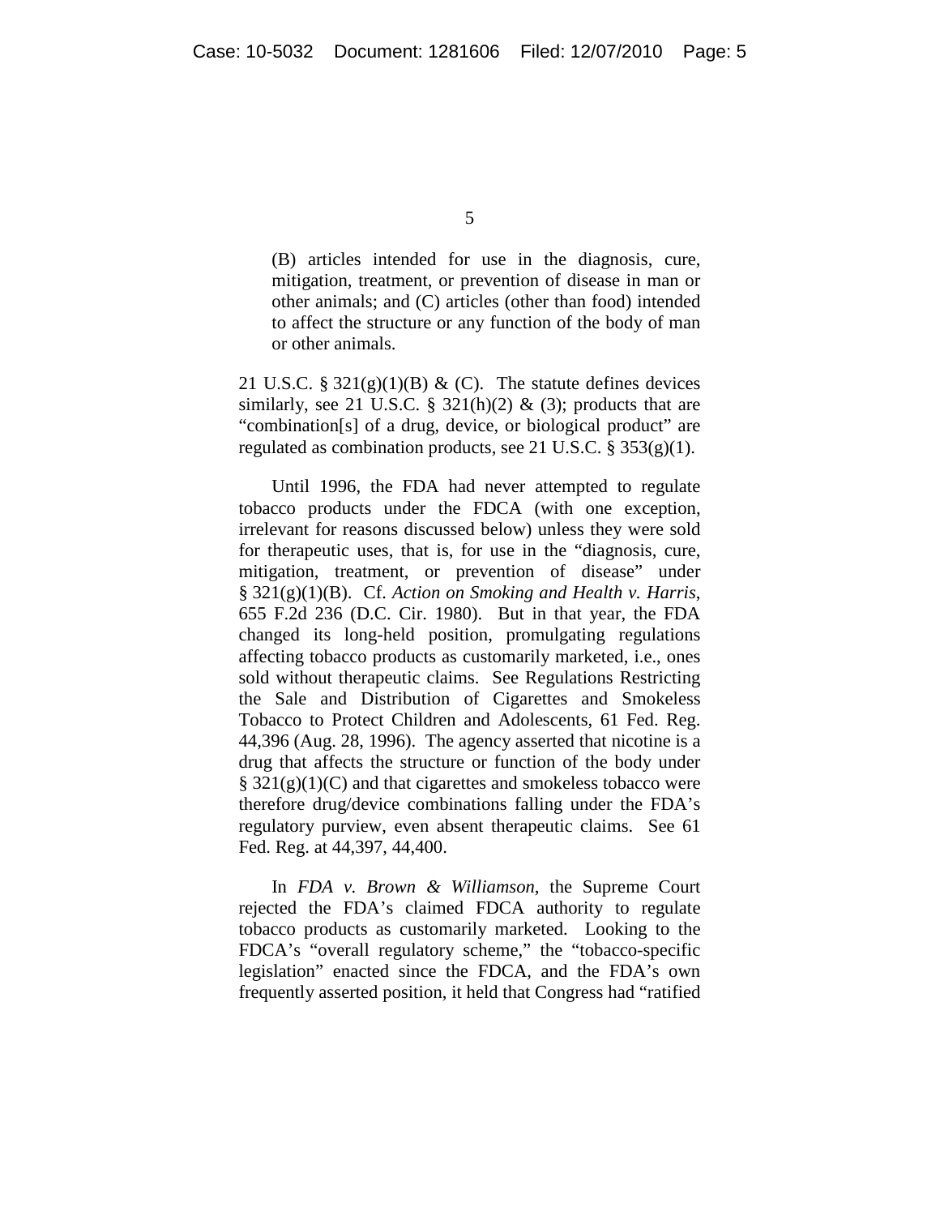> (B) articles intended for use in the diagnosis, cure, mitigation, treatment, or prevention of disease in man or other animals; and (C) articles (other than food) intended to affect the structure or any function of the body of man or other animals.

21 U.S.C. § 321(g)(1)(B) & (C). The statute defines devices similarly, see 21 U.S.C. § 321(h)(2) & (3); products that are "combination[s] of a drug, device, or biological product" are regulated as combination products, see 21 U.S.C. § 353(g)(1).

Until 1996, the FDA had never attempted to regulate tobacco products under the FDCA (with one exception, irrelevant for reasons discussed below) unless they were sold for therapeutic uses, that is, for use in the "diagnosis, cure, mitigation, treatment, or prevention of disease" under § 321(g)(1)(B). Cf. *Action on Smoking and Health v. Harris*, 655 F.2d 236 (D.C. Cir. 1980). But in that year, the FDA changed its long-held position, promulgating regulations affecting tobacco products as customarily marketed, i.e., ones sold without therapeutic claims. See Regulations Restricting the Sale and Distribution of Cigarettes and Smokeless Tobacco to Protect Children and Adolescents, 61 Fed. Reg. 44,396 (Aug. 28, 1996). The agency asserted that nicotine is a drug that affects the structure or function of the body under § 321(g)(1)(C) and that cigarettes and smokeless tobacco were therefore drug/device combinations falling under the FDA's regulatory purview, even absent therapeutic claims. See 61 Fed. Reg. at 44,397, 44,400.

In *FDA v. Brown & Williamson*, the Supreme Court rejected the FDA's claimed FDCA authority to regulate tobacco products as customarily marketed. Looking to the FDCA's "overall regulatory scheme," the "tobacco-specific legislation" enacted since the FDCA, and the FDA's own frequently asserted position, it held that Congress had "ratified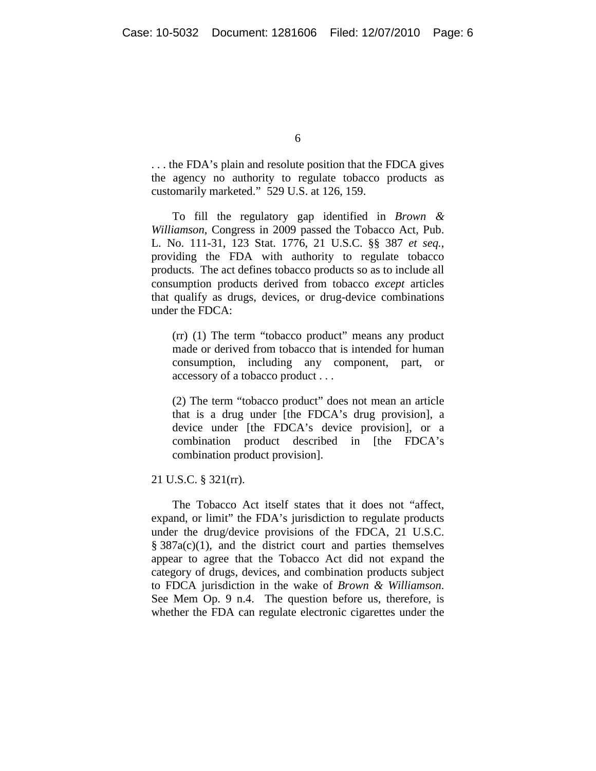. . . the FDA's plain and resolute position that the FDCA gives the agency no authority to regulate tobacco products as customarily marketed." 529 U.S. at 126, 159.

To fill the regulatory gap identified in *Brown & Williamson*, Congress in 2009 passed the Tobacco Act, Pub. L. No. 111-31, 123 Stat. 1776, 21 U.S.C. §§ 387 *et seq.*, providing the FDA with authority to regulate tobacco products. The act defines tobacco products so as to include all consumption products derived from tobacco *except* articles that qualify as drugs, devices, or drug-device combinations under the FDCA:

> (rr) (1) The term "tobacco product" means any product made or derived from tobacco that is intended for human consumption, including any component, part, or accessory of a tobacco product . . .
>
> (2) The term "tobacco product" does not mean an article that is a drug under [the FDCA's drug provision], a device under [the FDCA's device provision], or a combination product described in [the FDCA's combination product provision].

21 U.S.C. § 321(rr).

The Tobacco Act itself states that it does not "affect, expand, or limit" the FDA's jurisdiction to regulate products under the drug/device provisions of the FDCA, 21 U.S.C. § 387a(c)(1), and the district court and parties themselves appear to agree that the Tobacco Act did not expand the category of drugs, devices, and combination products subject to FDCA jurisdiction in the wake of *Brown & Williamson*. See Mem Op. 9 n.4. The question before us, therefore, is whether the FDA can regulate electronic cigarettes under the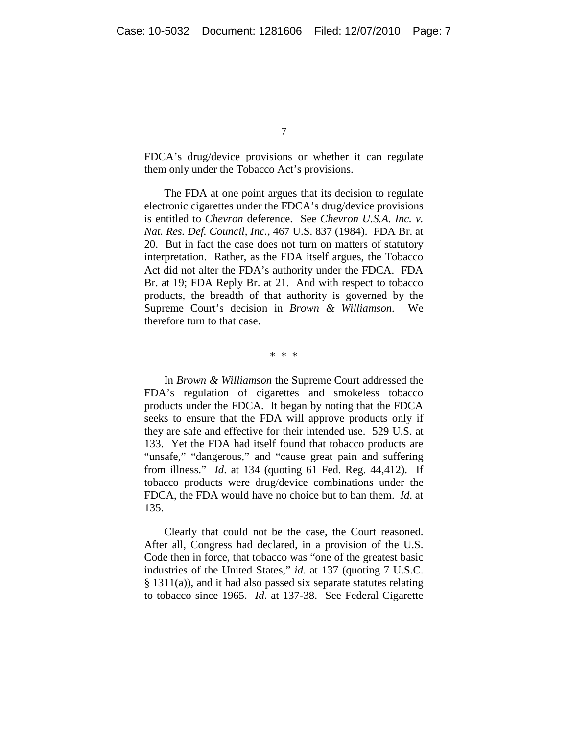FDCA's drug/device provisions or whether it can regulate them only under the Tobacco Act's provisions.

The FDA at one point argues that its decision to regulate electronic cigarettes under the FDCA's drug/device provisions is entitled to *Chevron* deference. See *Chevron U.S.A. Inc. v. Nat. Res. Def. Council, Inc.*, 467 U.S. 837 (1984). FDA Br. at 20. But in fact the case does not turn on matters of statutory interpretation. Rather, as the FDA itself argues, the Tobacco Act did not alter the FDA's authority under the FDCA. FDA Br. at 19; FDA Reply Br. at 21. And with respect to tobacco products, the breadth of that authority is governed by the Supreme Court's decision in *Brown & Williamson*. We therefore turn to that case.

\* \* \*

In *Brown & Williamson* the Supreme Court addressed the FDA's regulation of cigarettes and smokeless tobacco products under the FDCA. It began by noting that the FDCA seeks to ensure that the FDA will approve products only if they are safe and effective for their intended use. 529 U.S. at 133. Yet the FDA had itself found that tobacco products are "unsafe," "dangerous," and "cause great pain and suffering from illness." *Id*. at 134 (quoting 61 Fed. Reg. 44,412). If tobacco products were drug/device combinations under the FDCA, the FDA would have no choice but to ban them. *Id*. at 135.

Clearly that could not be the case, the Court reasoned. After all, Congress had declared, in a provision of the U.S. Code then in force, that tobacco was "one of the greatest basic industries of the United States," *id*. at 137 (quoting 7 U.S.C. § 1311(a)), and it had also passed six separate statutes relating to tobacco since 1965. *Id*. at 137-38. See Federal Cigarette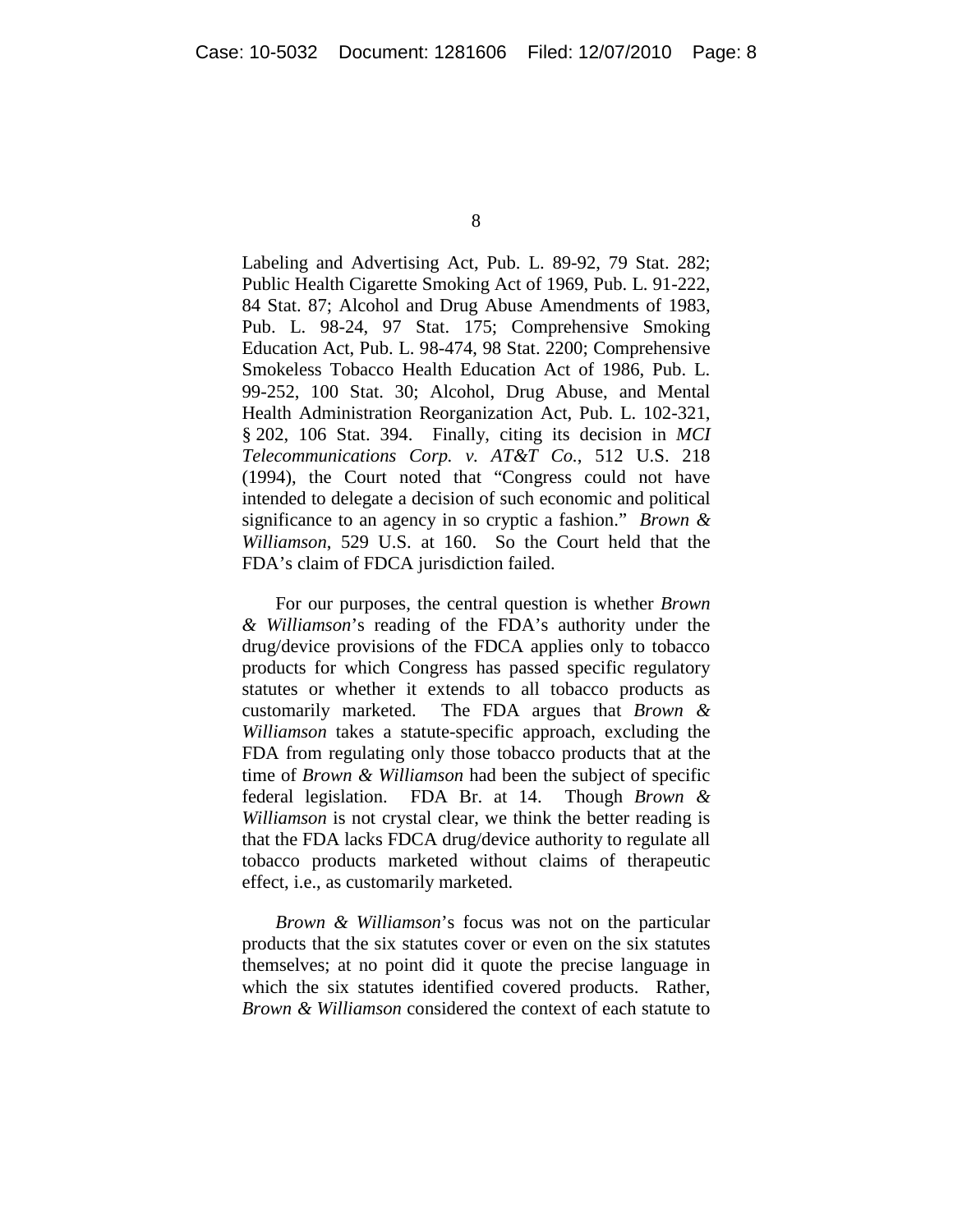Labeling and Advertising Act, Pub. L. 89-92, 79 Stat. 282; Public Health Cigarette Smoking Act of 1969, Pub. L. 91-222, 84 Stat. 87; Alcohol and Drug Abuse Amendments of 1983, Pub. L. 98-24, 97 Stat. 175; Comprehensive Smoking Education Act, Pub. L. 98-474, 98 Stat. 2200; Comprehensive Smokeless Tobacco Health Education Act of 1986, Pub. L. 99-252, 100 Stat. 30; Alcohol, Drug Abuse, and Mental Health Administration Reorganization Act, Pub. L. 102-321, § 202, 106 Stat. 394. Finally, citing its decision in *MCI Telecommunications Corp. v. AT&T Co.*, 512 U.S. 218 (1994), the Court noted that "Congress could not have intended to delegate a decision of such economic and political significance to an agency in so cryptic a fashion." *Brown & Williamson*, 529 U.S. at 160. So the Court held that the FDA's claim of FDCA jurisdiction failed.

For our purposes, the central question is whether *Brown & Williamson*'s reading of the FDA's authority under the drug/device provisions of the FDCA applies only to tobacco products for which Congress has passed specific regulatory statutes or whether it extends to all tobacco products as customarily marketed. The FDA argues that *Brown & Williamson* takes a statute-specific approach, excluding the FDA from regulating only those tobacco products that at the time of *Brown & Williamson* had been the subject of specific federal legislation. FDA Br. at 14. Though *Brown & Williamson* is not crystal clear, we think the better reading is that the FDA lacks FDCA drug/device authority to regulate all tobacco products marketed without claims of therapeutic effect, i.e., as customarily marketed.

*Brown & Williamson*'s focus was not on the particular products that the six statutes cover or even on the six statutes themselves; at no point did it quote the precise language in which the six statutes identified covered products. Rather, *Brown & Williamson* considered the context of each statute to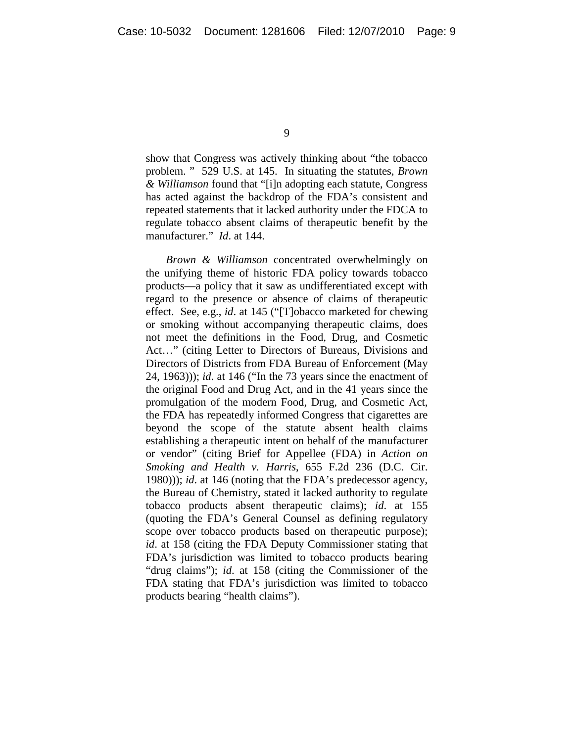show that Congress was actively thinking about "the tobacco problem. " 529 U.S. at 145. In situating the statutes, *Brown & Williamson* found that "[i]n adopting each statute, Congress has acted against the backdrop of the FDA's consistent and repeated statements that it lacked authority under the FDCA to regulate tobacco absent claims of therapeutic benefit by the manufacturer." *Id*. at 144.

*Brown & Williamson* concentrated overwhelmingly on the unifying theme of historic FDA policy towards tobacco products—a policy that it saw as undifferentiated except with regard to the presence or absence of claims of therapeutic effect. See, e.g., *id*. at 145 ("[T]obacco marketed for chewing or smoking without accompanying therapeutic claims, does not meet the definitions in the Food, Drug, and Cosmetic Act…" (citing Letter to Directors of Bureaus, Divisions and Directors of Districts from FDA Bureau of Enforcement (May 24, 1963))); *id*. at 146 ("In the 73 years since the enactment of the original Food and Drug Act, and in the 41 years since the promulgation of the modern Food, Drug, and Cosmetic Act, the FDA has repeatedly informed Congress that cigarettes are beyond the scope of the statute absent health claims establishing a therapeutic intent on behalf of the manufacturer or vendor" (citing Brief for Appellee (FDA) in *Action on Smoking and Health v. Harris*, 655 F.2d 236 (D.C. Cir. 1980))); *id*. at 146 (noting that the FDA's predecessor agency, the Bureau of Chemistry, stated it lacked authority to regulate tobacco products absent therapeutic claims); *id*. at 155 (quoting the FDA's General Counsel as defining regulatory scope over tobacco products based on therapeutic purpose); *id*. at 158 (citing the FDA Deputy Commissioner stating that FDA's jurisdiction was limited to tobacco products bearing "drug claims"); *id*. at 158 (citing the Commissioner of the FDA stating that FDA's jurisdiction was limited to tobacco products bearing "health claims").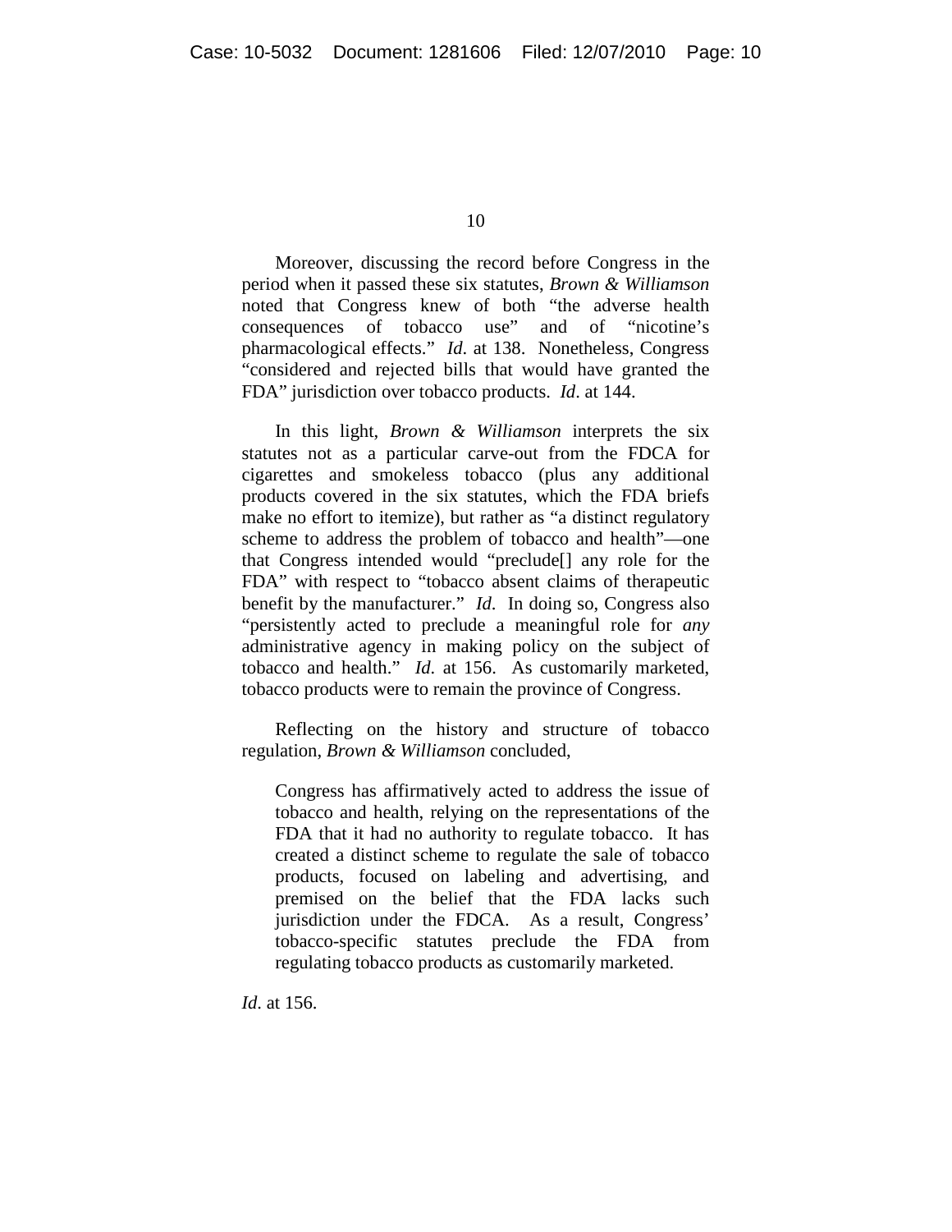Moreover, discussing the record before Congress in the period when it passed these six statutes, *Brown & Williamson* noted that Congress knew of both "the adverse health consequences of tobacco use" and of "nicotine's pharmacological effects." *Id*. at 138. Nonetheless, Congress "considered and rejected bills that would have granted the FDA" jurisdiction over tobacco products. *Id*. at 144.

In this light, *Brown & Williamson* interprets the six statutes not as a particular carve-out from the FDCA for cigarettes and smokeless tobacco (plus any additional products covered in the six statutes, which the FDA briefs make no effort to itemize), but rather as "a distinct regulatory scheme to address the problem of tobacco and health"—one that Congress intended would "preclude[] any role for the FDA" with respect to "tobacco absent claims of therapeutic benefit by the manufacturer." *Id*. In doing so, Congress also "persistently acted to preclude a meaningful role for *any* administrative agency in making policy on the subject of tobacco and health." *Id*. at 156. As customarily marketed, tobacco products were to remain the province of Congress.

Reflecting on the history and structure of tobacco regulation, *Brown & Williamson* concluded,

> Congress has affirmatively acted to address the issue of tobacco and health, relying on the representations of the FDA that it had no authority to regulate tobacco. It has created a distinct scheme to regulate the sale of tobacco products, focused on labeling and advertising, and premised on the belief that the FDA lacks such jurisdiction under the FDCA. As a result, Congress' tobacco-specific statutes preclude the FDA from regulating tobacco products as customarily marketed.

*Id*. at 156.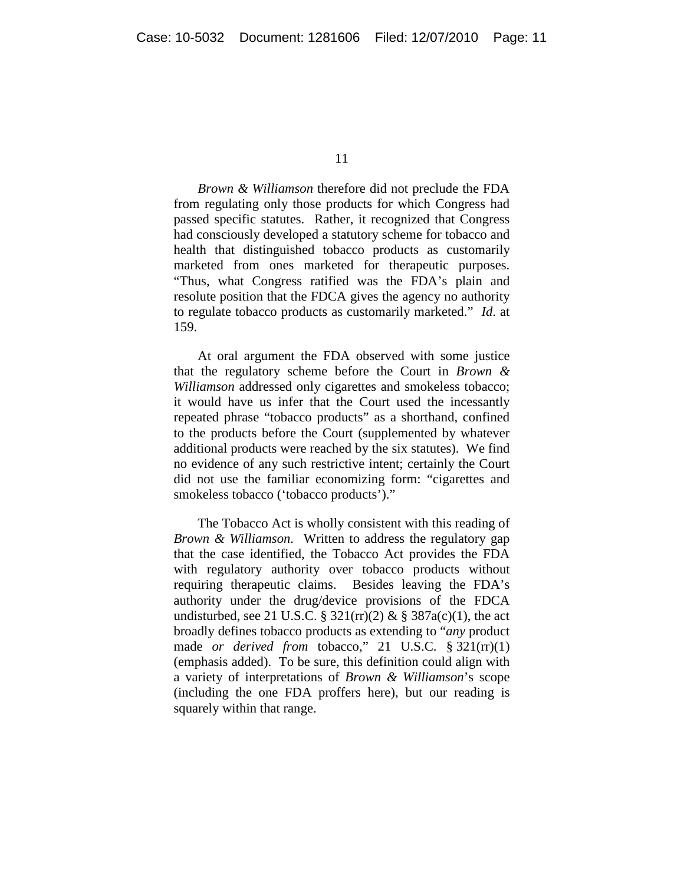*Brown & Williamson* therefore did not preclude the FDA from regulating only those products for which Congress had passed specific statutes. Rather, it recognized that Congress had consciously developed a statutory scheme for tobacco and health that distinguished tobacco products as customarily marketed from ones marketed for therapeutic purposes. "Thus, what Congress ratified was the FDA's plain and resolute position that the FDCA gives the agency no authority to regulate tobacco products as customarily marketed." *Id*. at 159.

At oral argument the FDA observed with some justice that the regulatory scheme before the Court in *Brown & Williamson* addressed only cigarettes and smokeless tobacco; it would have us infer that the Court used the incessantly repeated phrase "tobacco products" as a shorthand, confined to the products before the Court (supplemented by whatever additional products were reached by the six statutes). We find no evidence of any such restrictive intent; certainly the Court did not use the familiar economizing form: "cigarettes and smokeless tobacco ('tobacco products')."

The Tobacco Act is wholly consistent with this reading of *Brown & Williamson*. Written to address the regulatory gap that the case identified, the Tobacco Act provides the FDA with regulatory authority over tobacco products without requiring therapeutic claims. Besides leaving the FDA's authority under the drug/device provisions of the FDCA undisturbed, see 21 U.S.C. § 321(rr)(2) & § 387a(c)(1), the act broadly defines tobacco products as extending to "*any* product made *or derived from* tobacco," 21 U.S.C. § 321(rr)(1) (emphasis added). To be sure, this definition could align with a variety of interpretations of *Brown & Williamson*'s scope (including the one FDA proffers here), but our reading is squarely within that range.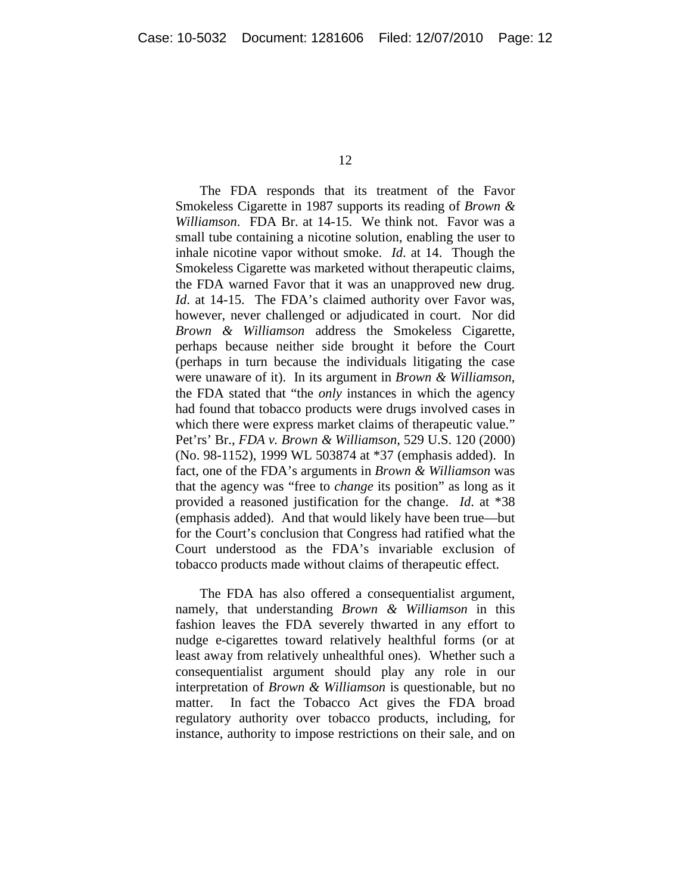The FDA responds that its treatment of the Favor Smokeless Cigarette in 1987 supports its reading of *Brown & Williamson*. FDA Br. at 14-15. We think not. Favor was a small tube containing a nicotine solution, enabling the user to inhale nicotine vapor without smoke. *Id*. at 14. Though the Smokeless Cigarette was marketed without therapeutic claims, the FDA warned Favor that it was an unapproved new drug. *Id*. at 14-15. The FDA's claimed authority over Favor was, however, never challenged or adjudicated in court. Nor did *Brown & Williamson* address the Smokeless Cigarette, perhaps because neither side brought it before the Court (perhaps in turn because the individuals litigating the case were unaware of it). In its argument in *Brown & Williamson*, the FDA stated that "the *only* instances in which the agency had found that tobacco products were drugs involved cases in which there were express market claims of therapeutic value." Pet'rs' Br., *FDA v. Brown & Williamson*, 529 U.S. 120 (2000) (No. 98-1152), 1999 WL 503874 at *37 (emphasis added). In fact, one of the FDA's arguments in *Brown & Williamson* was that the agency was "free to *change* its position" as long as it provided a reasoned justification for the change. *Id*. at *38 (emphasis added). And that would likely have been true—but for the Court's conclusion that Congress had ratified what the Court understood as the FDA's invariable exclusion of tobacco products made without claims of therapeutic effect.

The FDA has also offered a consequentialist argument, namely, that understanding *Brown & Williamson* in this fashion leaves the FDA severely thwarted in any effort to nudge e-cigarettes toward relatively healthful forms (or at least away from relatively unhealthful ones). Whether such a consequentialist argument should play any role in our interpretation of *Brown & Williamson* is questionable, but no matter. In fact the Tobacco Act gives the FDA broad regulatory authority over tobacco products, including, for instance, authority to impose restrictions on their sale, and on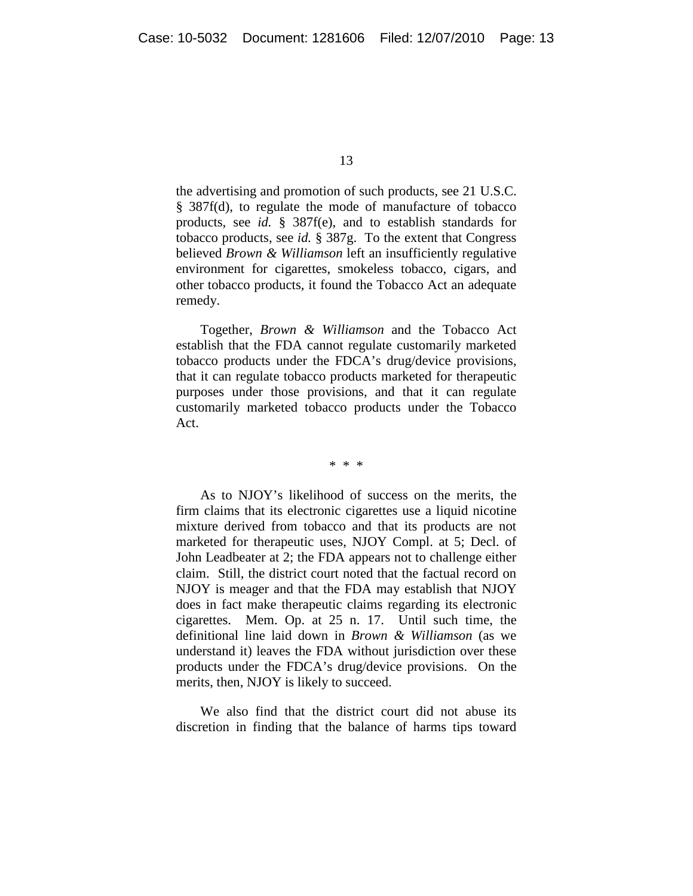the advertising and promotion of such products, see 21 U.S.C. § 387f(d), to regulate the mode of manufacture of tobacco products, see *id.* § 387f(e), and to establish standards for tobacco products, see *id.* § 387g. To the extent that Congress believed *Brown & Williamson* left an insufficiently regulative environment for cigarettes, smokeless tobacco, cigars, and other tobacco products, it found the Tobacco Act an adequate remedy.

Together, *Brown & Williamson* and the Tobacco Act establish that the FDA cannot regulate customarily marketed tobacco products under the FDCA's drug/device provisions, that it can regulate tobacco products marketed for therapeutic purposes under those provisions, and that it can regulate customarily marketed tobacco products under the Tobacco Act.

\* \* \*

As to NJOY's likelihood of success on the merits, the firm claims that its electronic cigarettes use a liquid nicotine mixture derived from tobacco and that its products are not marketed for therapeutic uses, NJOY Compl. at 5; Decl. of John Leadbeater at 2; the FDA appears not to challenge either claim. Still, the district court noted that the factual record on NJOY is meager and that the FDA may establish that NJOY does in fact make therapeutic claims regarding its electronic cigarettes. Mem. Op. at 25 n. 17. Until such time, the definitional line laid down in *Brown & Williamson* (as we understand it) leaves the FDA without jurisdiction over these products under the FDCA's drug/device provisions. On the merits, then, NJOY is likely to succeed.

We also find that the district court did not abuse its discretion in finding that the balance of harms tips toward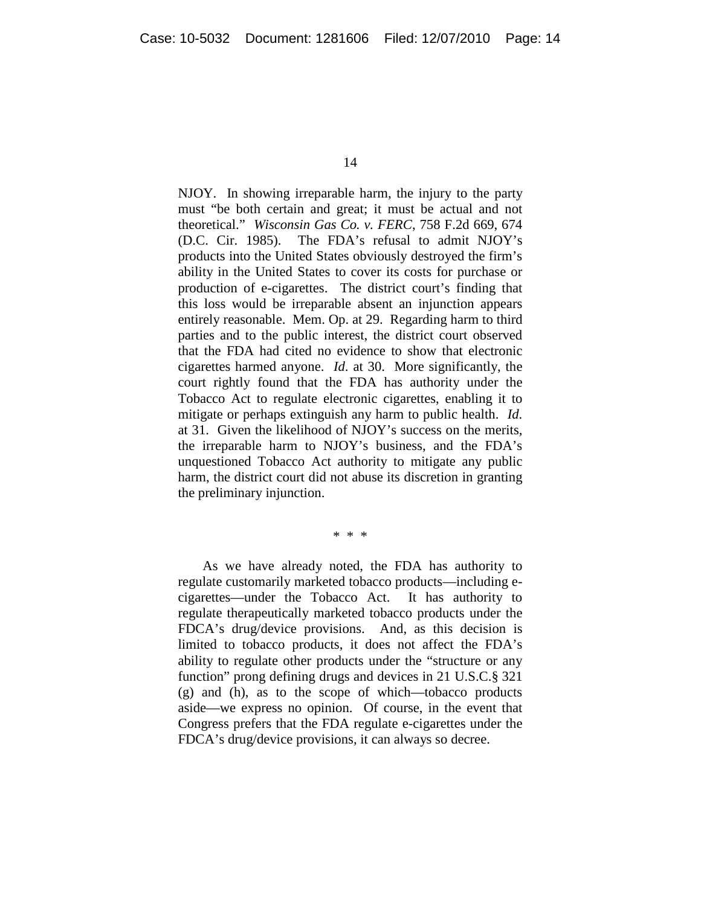NJOY. In showing irreparable harm, the injury to the party must "be both certain and great; it must be actual and not theoretical." *Wisconsin Gas Co. v. FERC*, 758 F.2d 669, 674 (D.C. Cir. 1985). The FDA's refusal to admit NJOY's products into the United States obviously destroyed the firm's ability in the United States to cover its costs for purchase or production of e-cigarettes. The district court's finding that this loss would be irreparable absent an injunction appears entirely reasonable. Mem. Op. at 29. Regarding harm to third parties and to the public interest, the district court observed that the FDA had cited no evidence to show that electronic cigarettes harmed anyone. *Id.* at 30. More significantly, the court rightly found that the FDA has authority under the Tobacco Act to regulate electronic cigarettes, enabling it to mitigate or perhaps extinguish any harm to public health. *Id.* at 31. Given the likelihood of NJOY's success on the merits, the irreparable harm to NJOY's business, and the FDA's unquestioned Tobacco Act authority to mitigate any public harm, the district court did not abuse its discretion in granting the preliminary injunction.

\* \* \*

As we have already noted, the FDA has authority to regulate customarily marketed tobacco products—including e-cigarettes—under the Tobacco Act. It has authority to regulate therapeutically marketed tobacco products under the FDCA's drug/device provisions. And, as this decision is limited to tobacco products, it does not affect the FDA's ability to regulate other products under the "structure or any function" prong defining drugs and devices in 21 U.S.C.§ 321 (g) and (h), as to the scope of which—tobacco products aside—we express no opinion. Of course, in the event that Congress prefers that the FDA regulate e-cigarettes under the FDCA's drug/device provisions, it can always so decree.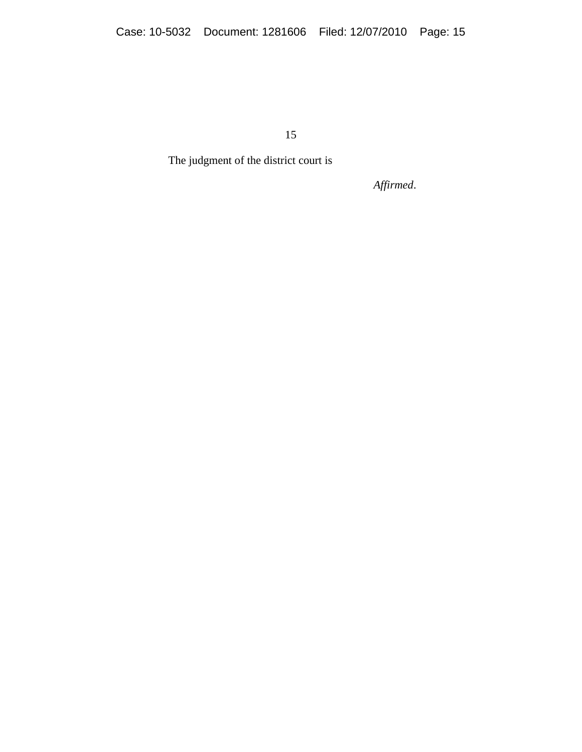The judgment of the district court is

*Affirmed*.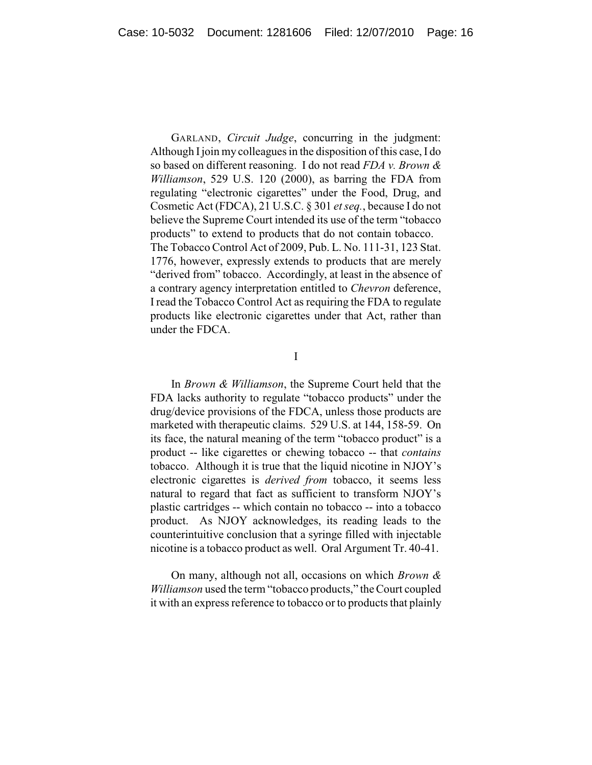GARLAND, *Circuit Judge*, concurring in the judgment: Although I join my colleagues in the disposition of this case, I do so based on different reasoning. I do not read *FDA v. Brown & Williamson*, 529 U.S. 120 (2000), as barring the FDA from regulating "electronic cigarettes" under the Food, Drug, and Cosmetic Act (FDCA), 21 U.S.C. § 301 *et seq.*, because I do not believe the Supreme Court intended its use of the term "tobacco products" to extend to products that do not contain tobacco. The Tobacco Control Act of 2009, Pub. L. No. 111-31, 123 Stat. 1776, however, expressly extends to products that are merely "derived from" tobacco. Accordingly, at least in the absence of a contrary agency interpretation entitled to *Chevron* deference, I read the Tobacco Control Act as requiring the FDA to regulate products like electronic cigarettes under that Act, rather than under the FDCA.

I

In *Brown & Williamson*, the Supreme Court held that the FDA lacks authority to regulate "tobacco products" under the drug/device provisions of the FDCA, unless those products are marketed with therapeutic claims. 529 U.S. at 144, 158-59. On its face, the natural meaning of the term "tobacco product" is a product -- like cigarettes or chewing tobacco -- that *contains* tobacco. Although it is true that the liquid nicotine in NJOY's electronic cigarettes is *derived from* tobacco, it seems less natural to regard that fact as sufficient to transform NJOY's plastic cartridges -- which contain no tobacco -- into a tobacco product. As NJOY acknowledges, its reading leads to the counterintuitive conclusion that a syringe filled with injectable nicotine is a tobacco product as well. Oral Argument Tr. 40-41.

On many, although not all, occasions on which *Brown & Williamson* used the term "tobacco products," the Court coupled it with an express reference to tobacco or to products that plainly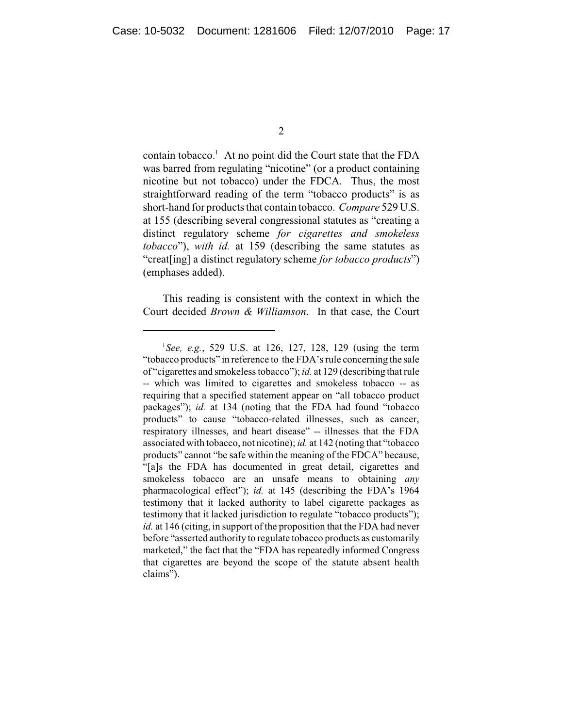contain tobacco.[1] At no point did the Court state that the FDA was barred from regulating "nicotine" (or a product containing nicotine but not tobacco) under the FDCA. Thus, the most straightforward reading of the term "tobacco products" is as short-hand for products that contain tobacco. *Compare* 529 U.S. at 155 (describing several congressional statutes as "creating a distinct regulatory scheme *for cigarettes and smokeless tobacco*"), *with id.* at 159 (describing the same statutes as "creat[ing] a distinct regulatory scheme *for tobacco products*") (emphases added).

This reading is consistent with the context in which the Court decided *Brown & Williamson*. In that case, the Court

---

[1] *See, e.g.*, 529 U.S. at 126, 127, 128, 129 (using the term "tobacco products" in reference to the FDA's rule concerning the sale of "cigarettes and smokeless tobacco"); *id.* at 129 (describing that rule -- which was limited to cigarettes and smokeless tobacco -- as requiring that a specified statement appear on "all tobacco product packages"); *id.* at 134 (noting that the FDA had found "tobacco products" to cause "tobacco-related illnesses, such as cancer, respiratory illnesses, and heart disease" -- illnesses that the FDA associated with tobacco, not nicotine); *id.* at 142 (noting that "tobacco products" cannot "be safe within the meaning of the FDCA" because, "[a]s the FDA has documented in great detail, cigarettes and smokeless tobacco are an unsafe means to obtaining *any* pharmacological effect"); *id.* at 145 (describing the FDA's 1964 testimony that it lacked authority to label cigarette packages as testimony that it lacked jurisdiction to regulate "tobacco products"); *id.* at 146 (citing, in support of the proposition that the FDA had never before "asserted authority to regulate tobacco products as customarily marketed," the fact that the "FDA has repeatedly informed Congress that cigarettes are beyond the scope of the statute absent health claims").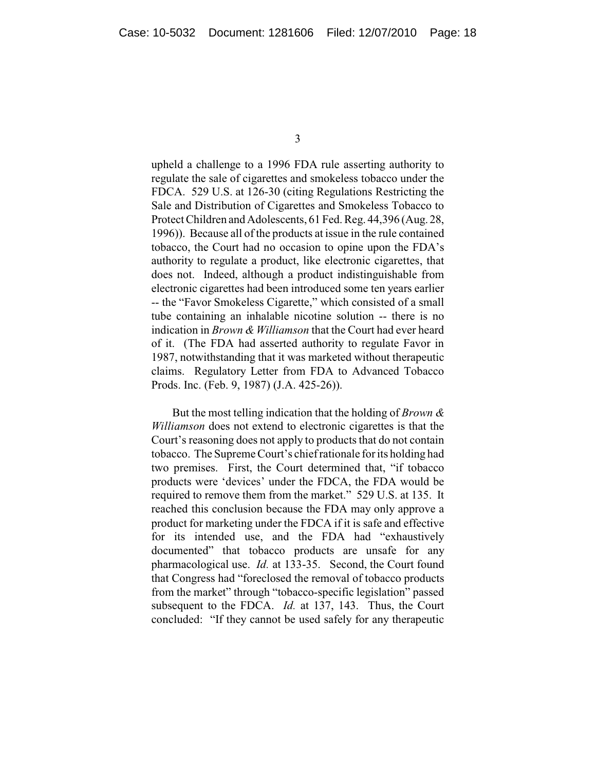upheld a challenge to a 1996 FDA rule asserting authority to regulate the sale of cigarettes and smokeless tobacco under the FDCA. 529 U.S. at 126-30 (citing Regulations Restricting the Sale and Distribution of Cigarettes and Smokeless Tobacco to Protect Children and Adolescents, 61 Fed. Reg. 44,396 (Aug. 28, 1996)). Because all of the products at issue in the rule contained tobacco, the Court had no occasion to opine upon the FDA's authority to regulate a product, like electronic cigarettes, that does not. Indeed, although a product indistinguishable from electronic cigarettes had been introduced some ten years earlier -- the "Favor Smokeless Cigarette," which consisted of a small tube containing an inhalable nicotine solution -- there is no indication in *Brown & Williamson* that the Court had ever heard of it. (The FDA had asserted authority to regulate Favor in 1987, notwithstanding that it was marketed without therapeutic claims. Regulatory Letter from FDA to Advanced Tobacco Prods. Inc. (Feb. 9, 1987) (J.A. 425-26)).

But the most telling indication that the holding of *Brown & Williamson* does not extend to electronic cigarettes is that the Court's reasoning does not apply to products that do not contain tobacco. The Supreme Court's chief rationale for its holding had two premises. First, the Court determined that, "if tobacco products were 'devices' under the FDCA, the FDA would be required to remove them from the market." 529 U.S. at 135. It reached this conclusion because the FDA may only approve a product for marketing under the FDCA if it is safe and effective for its intended use, and the FDA had "exhaustively documented" that tobacco products are unsafe for any pharmacological use. *Id.* at 133-35. Second, the Court found that Congress had "foreclosed the removal of tobacco products from the market" through "tobacco-specific legislation" passed subsequent to the FDCA. *Id.* at 137, 143. Thus, the Court concluded: "If they cannot be used safely for any therapeutic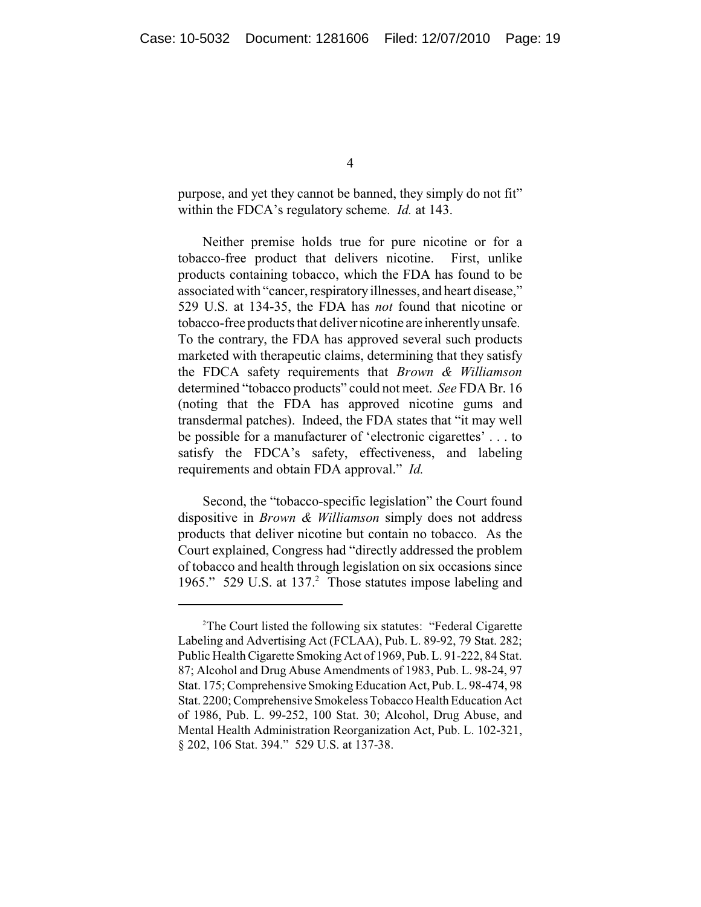purpose, and yet they cannot be banned, they simply do not fit" within the FDCA's regulatory scheme. *Id.* at 143.

Neither premise holds true for pure nicotine or for a tobacco-free product that delivers nicotine. First, unlike products containing tobacco, which the FDA has found to be associated with "cancer, respiratory illnesses, and heart disease," 529 U.S. at 134-35, the FDA has *not* found that nicotine or tobacco-free products that deliver nicotine are inherently unsafe. To the contrary, the FDA has approved several such products marketed with therapeutic claims, determining that they satisfy the FDCA safety requirements that *Brown & Williamson* determined "tobacco products" could not meet. *See* FDA Br. 16 (noting that the FDA has approved nicotine gums and transdermal patches). Indeed, the FDA states that "it may well be possible for a manufacturer of 'electronic cigarettes' . . . to satisfy the FDCA's safety, effectiveness, and labeling requirements and obtain FDA approval." *Id.*

Second, the "tobacco-specific legislation" the Court found dispositive in *Brown & Williamson* simply does not address products that deliver nicotine but contain no tobacco. As the Court explained, Congress had "directly addressed the problem of tobacco and health through legislation on six occasions since 1965." 529 U.S. at 137.[2] Those statutes impose labeling and

---

[2]The Court listed the following six statutes: "Federal Cigarette Labeling and Advertising Act (FCLAA), Pub. L. 89-92, 79 Stat. 282; Public Health Cigarette Smoking Act of 1969, Pub. L. 91-222, 84 Stat. 87; Alcohol and Drug Abuse Amendments of 1983, Pub. L. 98-24, 97 Stat. 175; Comprehensive Smoking Education Act, Pub. L. 98-474, 98 Stat. 2200; Comprehensive Smokeless Tobacco Health Education Act of 1986, Pub. L. 99-252, 100 Stat. 30; Alcohol, Drug Abuse, and Mental Health Administration Reorganization Act, Pub. L. 102-321, § 202, 106 Stat. 394." 529 U.S. at 137-38.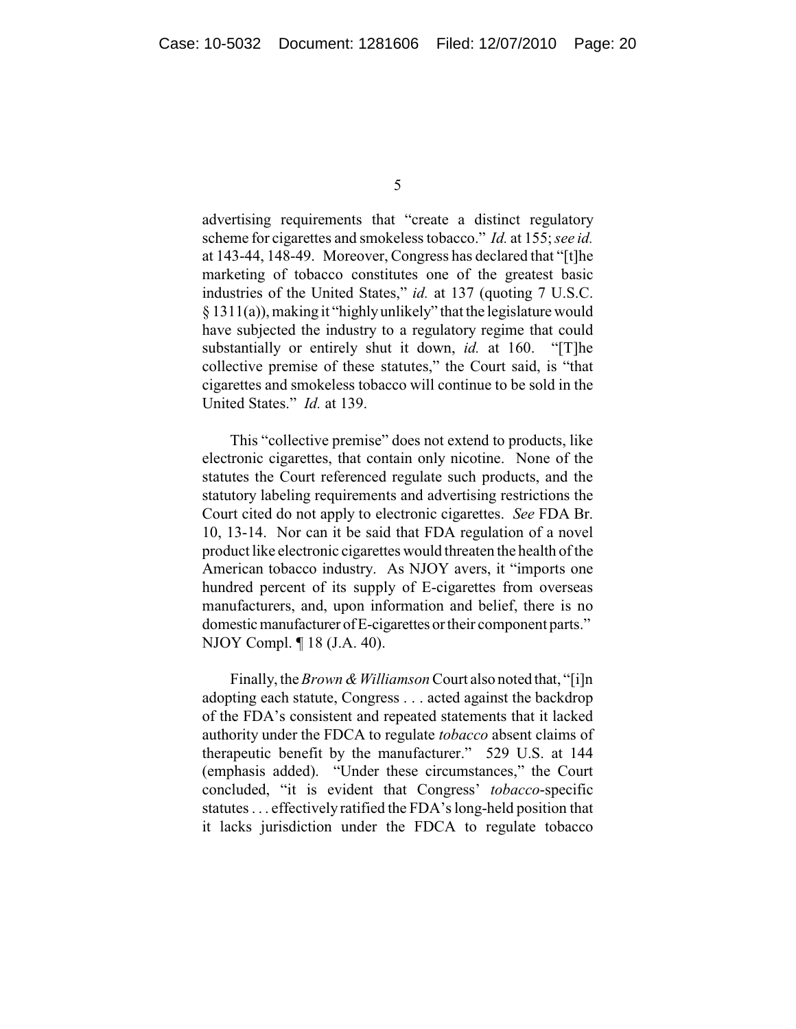advertising requirements that "create a distinct regulatory scheme for cigarettes and smokeless tobacco." *Id.* at 155; *see id.* at 143-44, 148-49. Moreover, Congress has declared that "[t]he marketing of tobacco constitutes one of the greatest basic industries of the United States," *id.* at 137 (quoting 7 U.S.C. § 1311(a)), making it "highly unlikely" that the legislature would have subjected the industry to a regulatory regime that could substantially or entirely shut it down, *id.* at 160. "[T]he collective premise of these statutes," the Court said, is "that cigarettes and smokeless tobacco will continue to be sold in the United States." *Id.* at 139.

This "collective premise" does not extend to products, like electronic cigarettes, that contain only nicotine. None of the statutes the Court referenced regulate such products, and the statutory labeling requirements and advertising restrictions the Court cited do not apply to electronic cigarettes. *See* FDA Br. 10, 13-14. Nor can it be said that FDA regulation of a novel product like electronic cigarettes would threaten the health of the American tobacco industry. As NJOY avers, it "imports one hundred percent of its supply of E-cigarettes from overseas manufacturers, and, upon information and belief, there is no domestic manufacturer of E-cigarettes or their component parts." NJOY Compl. ¶ 18 (J.A. 40).

Finally, the *Brown & Williamson* Court also noted that, "[i]n adopting each statute, Congress . . . acted against the backdrop of the FDA's consistent and repeated statements that it lacked authority under the FDCA to regulate *tobacco* absent claims of therapeutic benefit by the manufacturer." 529 U.S. at 144 (emphasis added). "Under these circumstances," the Court concluded, "it is evident that Congress' *tobacco*-specific statutes . . . effectively ratified the FDA's long-held position that it lacks jurisdiction under the FDCA to regulate tobacco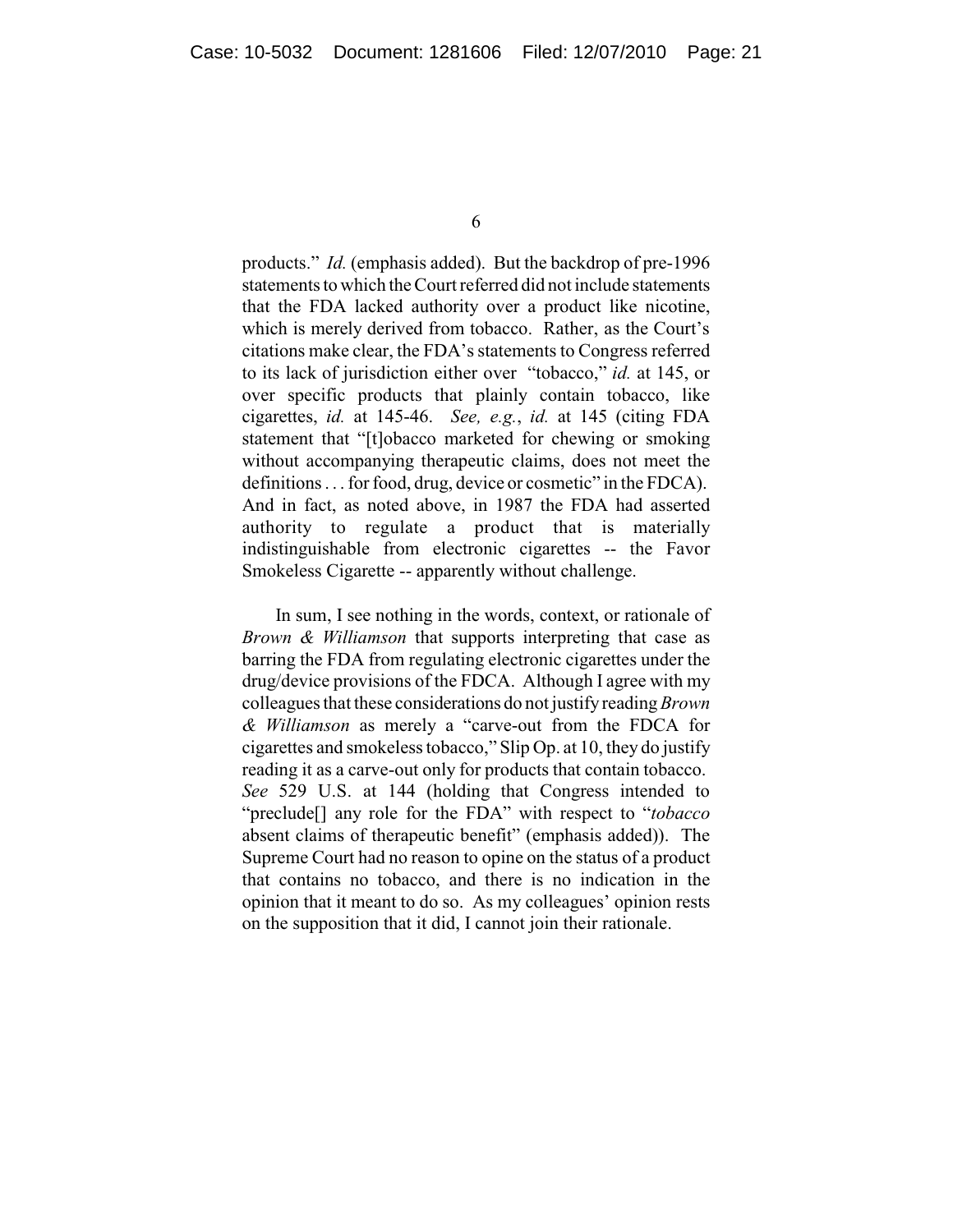products." *Id.* (emphasis added). But the backdrop of pre-1996 statements to which the Court referred did not include statements that the FDA lacked authority over a product like nicotine, which is merely derived from tobacco. Rather, as the Court's citations make clear, the FDA's statements to Congress referred to its lack of jurisdiction either over "tobacco," *id.* at 145, or over specific products that plainly contain tobacco, like cigarettes, *id.* at 145-46. *See, e.g.*, *id.* at 145 (citing FDA statement that "[t]obacco marketed for chewing or smoking without accompanying therapeutic claims, does not meet the definitions . . . for food, drug, device or cosmetic" in the FDCA). And in fact, as noted above, in 1987 the FDA had asserted authority to regulate a product that is materially indistinguishable from electronic cigarettes -- the Favor Smokeless Cigarette -- apparently without challenge.

In sum, I see nothing in the words, context, or rationale of *Brown & Williamson* that supports interpreting that case as barring the FDA from regulating electronic cigarettes under the drug/device provisions of the FDCA. Although I agree with my colleagues that these considerations do not justify reading *Brown & Williamson* as merely a "carve-out from the FDCA for cigarettes and smokeless tobacco," Slip Op. at 10, they do justify reading it as a carve-out only for products that contain tobacco. *See* 529 U.S. at 144 (holding that Congress intended to "preclude[] any role for the FDA" with respect to "*tobacco* absent claims of therapeutic benefit" (emphasis added)). The Supreme Court had no reason to opine on the status of a product that contains no tobacco, and there is no indication in the opinion that it meant to do so. As my colleagues' opinion rests on the supposition that it did, I cannot join their rationale.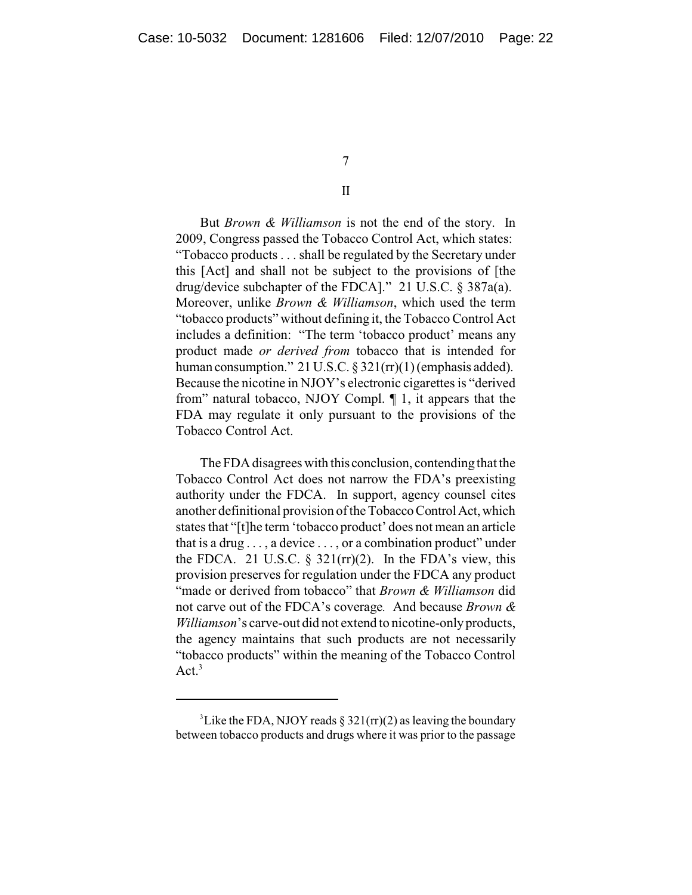## II

But *Brown & Williamson* is not the end of the story. In 2009, Congress passed the Tobacco Control Act, which states: "Tobacco products . . . shall be regulated by the Secretary under this [Act] and shall not be subject to the provisions of [the drug/device subchapter of the FDCA]." 21 U.S.C. § 387a(a). Moreover, unlike *Brown & Williamson*, which used the term "tobacco products" without defining it, the Tobacco Control Act includes a definition: "The term 'tobacco product' means any product made *or derived from* tobacco that is intended for human consumption." 21 U.S.C. § 321(rr)(1) (emphasis added). Because the nicotine in NJOY's electronic cigarettes is "derived from" natural tobacco, NJOY Compl. ¶ 1, it appears that the FDA may regulate it only pursuant to the provisions of the Tobacco Control Act.

The FDA disagrees with this conclusion, contending that the Tobacco Control Act does not narrow the FDA's preexisting authority under the FDCA. In support, agency counsel cites another definitional provision of the Tobacco Control Act, which states that "[t]he term 'tobacco product' does not mean an article that is a drug . . . , a device . . . , or a combination product" under the FDCA. 21 U.S.C. § 321(rr)(2). In the FDA's view, this provision preserves for regulation under the FDCA any product "made or derived from tobacco" that *Brown & Williamson* did not carve out of the FDCA's coverage. And because *Brown & Williamson*'s carve-out did not extend to nicotine-only products, the agency maintains that such products are not necessarily "tobacco products" within the meaning of the Tobacco Control Act.[3]

[3] Like the FDA, NJOY reads § 321(rr)(2) as leaving the boundary between tobacco products and drugs where it was prior to the passage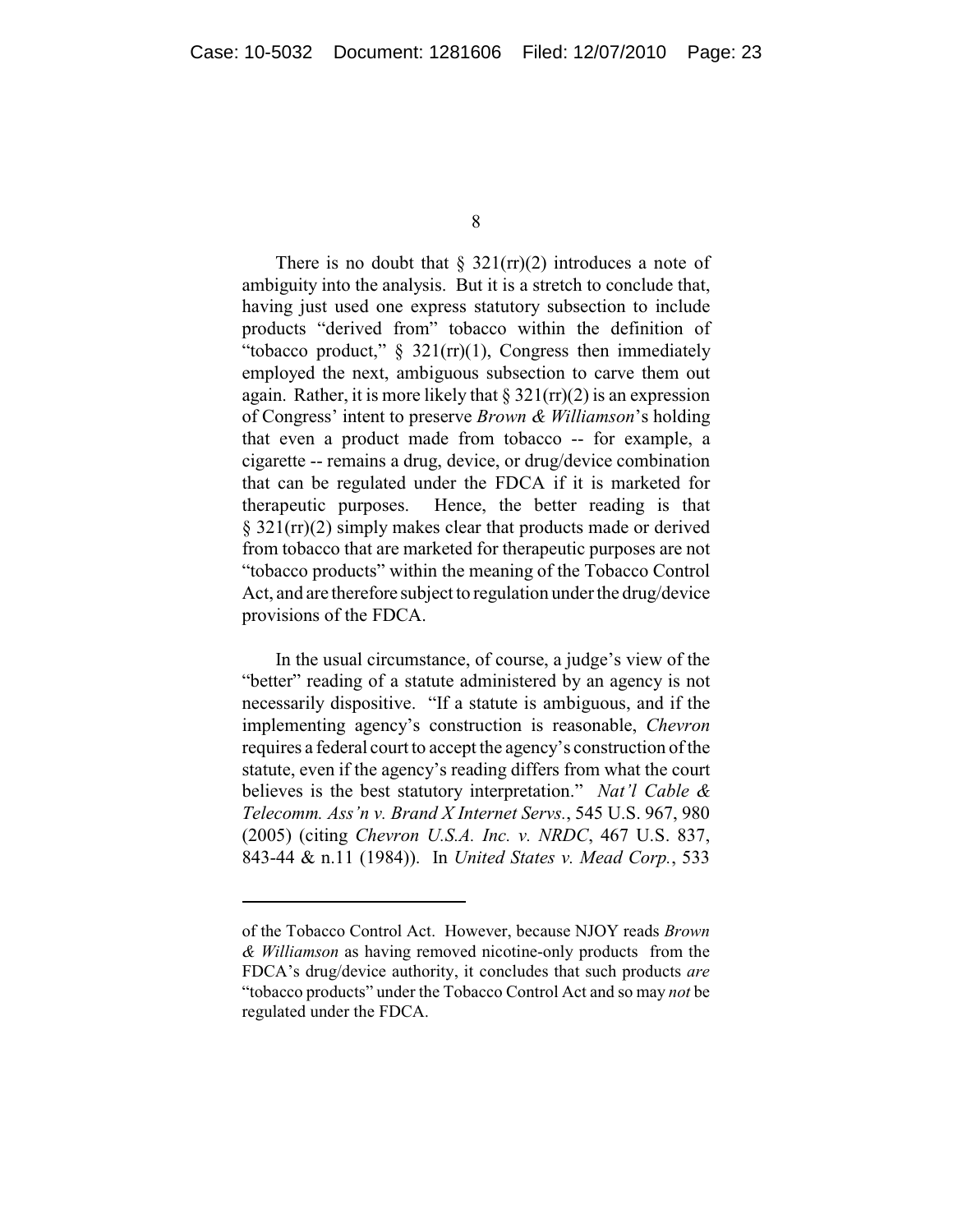There is no doubt that § 321(rr)(2) introduces a note of ambiguity into the analysis. But it is a stretch to conclude that, having just used one express statutory subsection to include products "derived from" tobacco within the definition of "tobacco product," § 321(rr)(1), Congress then immediately employed the next, ambiguous subsection to carve them out again. Rather, it is more likely that § 321(rr)(2) is an expression of Congress' intent to preserve *Brown & Williamson*'s holding that even a product made from tobacco -- for example, a cigarette -- remains a drug, device, or drug/device combination that can be regulated under the FDCA if it is marketed for therapeutic purposes. Hence, the better reading is that § 321(rr)(2) simply makes clear that products made or derived from tobacco that are marketed for therapeutic purposes are not "tobacco products" within the meaning of the Tobacco Control Act, and are therefore subject to regulation under the drug/device provisions of the FDCA.

In the usual circumstance, of course, a judge's view of the "better" reading of a statute administered by an agency is not necessarily dispositive. "If a statute is ambiguous, and if the implementing agency's construction is reasonable, *Chevron* requires a federal court to accept the agency's construction of the statute, even if the agency's reading differs from what the court believes is the best statutory interpretation." *Nat'l Cable & Telecomm. Ass'n v. Brand X Internet Servs.*, 545 U.S. 967, 980 (2005) (citing *Chevron U.S.A. Inc. v. NRDC*, 467 U.S. 837, 843-44 & n.11 (1984)). In *United States v. Mead Corp.*, 533

---

of the Tobacco Control Act. However, because NJOY reads *Brown & Williamson* as having removed nicotine-only products from the FDCA's drug/device authority, it concludes that such products *are* "tobacco products" under the Tobacco Control Act and so may *not* be regulated under the FDCA.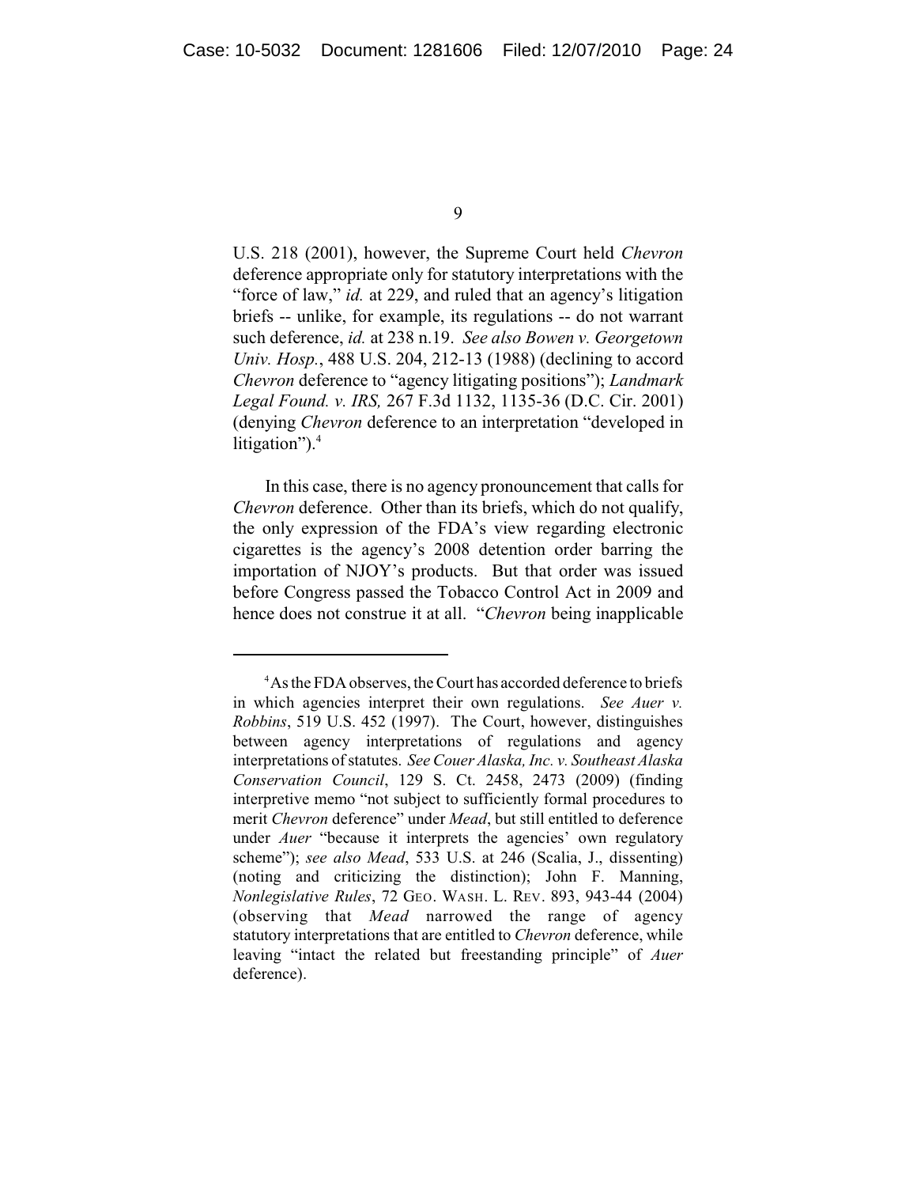U.S. 218 (2001), however, the Supreme Court held *Chevron* deference appropriate only for statutory interpretations with the "force of law," *id.* at 229, and ruled that an agency's litigation briefs -- unlike, for example, its regulations -- do not warrant such deference, *id.* at 238 n.19. *See also Bowen v. Georgetown Univ. Hosp.*, 488 U.S. 204, 212-13 (1988) (declining to accord *Chevron* deference to "agency litigating positions"); *Landmark Legal Found. v. IRS,* 267 F.3d 1132, 1135-36 (D.C. Cir. 2001) (denying *Chevron* deference to an interpretation "developed in litigation").[4]

In this case, there is no agency pronouncement that calls for *Chevron* deference. Other than its briefs, which do not qualify, the only expression of the FDA's view regarding electronic cigarettes is the agency's 2008 detention order barring the importation of NJOY's products. But that order was issued before Congress passed the Tobacco Control Act in 2009 and hence does not construe it at all. "*Chevron* being inapplicable

---

[4] As the FDA observes, the Court has accorded deference to briefs in which agencies interpret their own regulations. *See Auer v. Robbins*, 519 U.S. 452 (1997). The Court, however, distinguishes between agency interpretations of regulations and agency interpretations of statutes. *See Couer Alaska, Inc. v. Southeast Alaska Conservation Council*, 129 S. Ct. 2458, 2473 (2009) (finding interpretive memo "not subject to sufficiently formal procedures to merit *Chevron* deference" under *Mead*, but still entitled to deference under *Auer* "because it interprets the agencies' own regulatory scheme"); *see also Mead*, 533 U.S. at 246 (Scalia, J., dissenting) (noting and criticizing the distinction); John F. Manning, *Nonlegislative Rules*, 72 GEO. WASH. L. REV. 893, 943-44 (2004) (observing that *Mead* narrowed the range of agency statutory interpretations that are entitled to *Chevron* deference, while leaving "intact the related but freestanding principle" of *Auer* deference).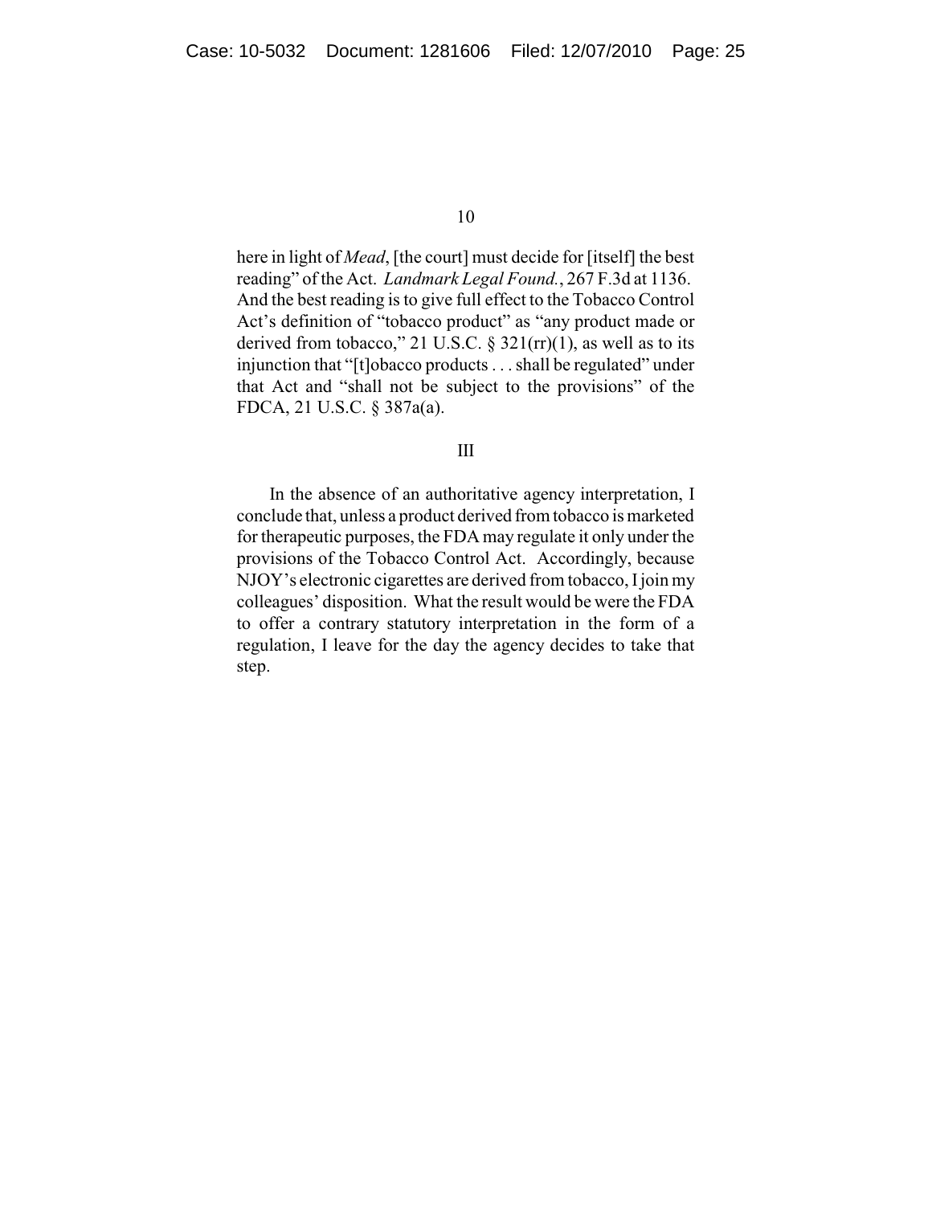here in light of *Mead*, [the court] must decide for [itself] the best reading" of the Act. *Landmark Legal Found.*, 267 F.3d at 1136. And the best reading is to give full effect to the Tobacco Control Act's definition of "tobacco product" as "any product made or derived from tobacco," 21 U.S.C. § 321(rr)(1), as well as to its injunction that "[t]obacco products . . . shall be regulated" under that Act and "shall not be subject to the provisions" of the FDCA, 21 U.S.C. § 387a(a).

## III

In the absence of an authoritative agency interpretation, I conclude that, unless a product derived from tobacco is marketed for therapeutic purposes, the FDA may regulate it only under the provisions of the Tobacco Control Act. Accordingly, because NJOY's electronic cigarettes are derived from tobacco, I join my colleagues' disposition. What the result would be were the FDA to offer a contrary statutory interpretation in the form of a regulation, I leave for the day the agency decides to take that step.